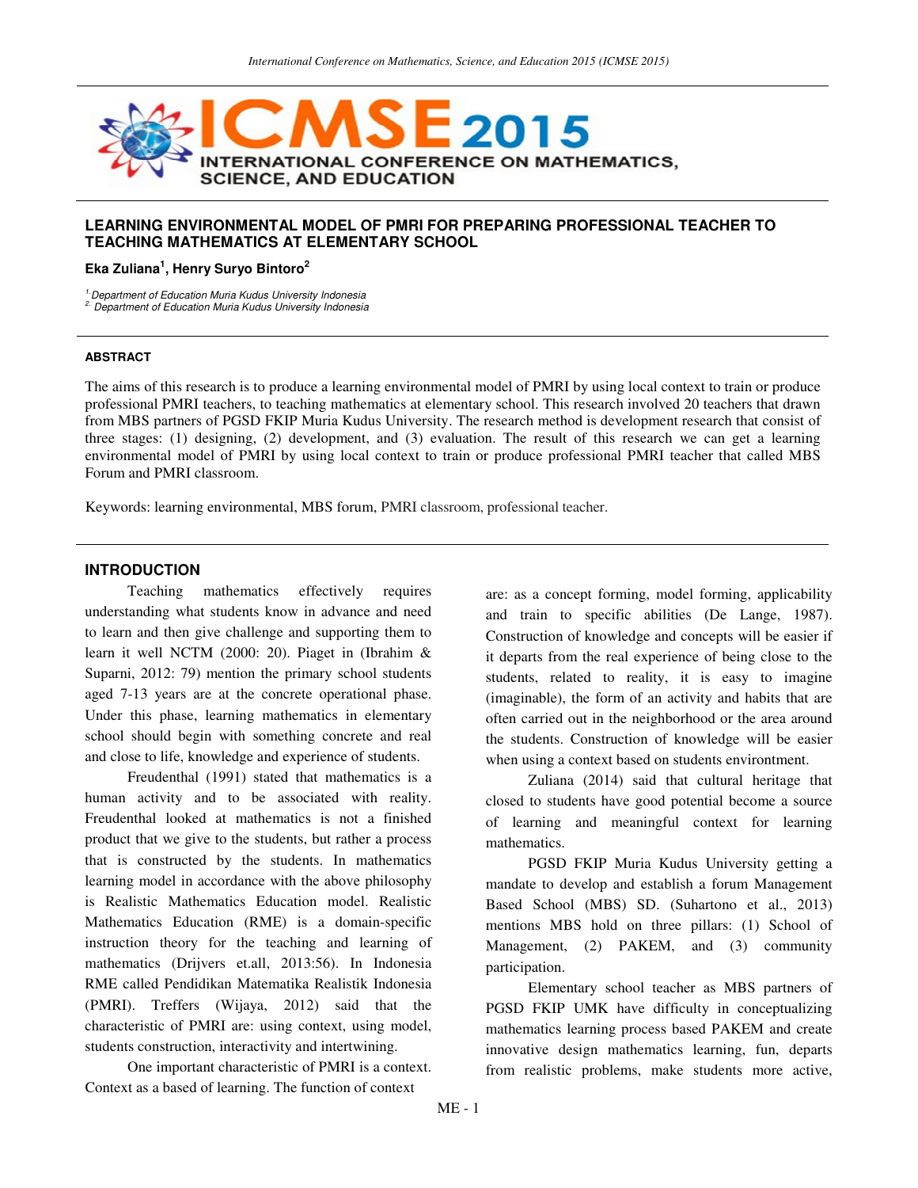## LEARNING ENVIRONMENTAL MODEL OF PMRI FOR PREPARING PROFESSIONAL TEACHER TO TEACHING MATHEMATICS AT ELEMENTARY SCHOOL

**Eka Zuliana[1], Henry Suryo Bintoro[2]**

*[1] Department of Education Muria Kudus University Indonesia*
*[2] Department of Education Muria Kudus University Indonesia*

### ABSTRACT

The aims of this research is to produce a learning environmental model of PMRI by using local context to train or produce professional PMRI teachers, to teaching mathematics at elementary school. This research involved 20 teachers that drawn from MBS partners of PGSD FKIP Muria Kudus University. The research method is development research that consist of three stages: (1) designing, (2) development, and (3) evaluation. The result of this research we can get a learning environmental model of PMRI by using local context to train or produce professional PMRI teacher that called MBS Forum and PMRI classroom.

Keywords: learning environmental, MBS forum, PMRI classroom, professional teacher.

### INTRODUCTION

Teaching mathematics effectively requires understanding what students know in advance and need to learn and then give challenge and supporting them to learn it well NCTM (2000: 20). Piaget in (Ibrahim & Suparni, 2012: 79) mention the primary school students aged 7-13 years are at the concrete operational phase. Under this phase, learning mathematics in elementary school should begin with something concrete and real and close to life, knowledge and experience of students.

Freudenthal (1991) stated that mathematics is a human activity and to be associated with reality. Freudenthal looked at mathematics is not a finished product that we give to the students, but rather a process that is constructed by the students. In mathematics learning model in accordance with the above philosophy is Realistic Mathematics Education model. Realistic Mathematics Education (RME) is a domain-specific instruction theory for the teaching and learning of mathematics (Drijvers et.all, 2013:56). In Indonesia RME called Pendidikan Matematika Realistik Indonesia (PMRI). Treffers (Wijaya, 2012) said that the characteristic of PMRI are: using context, using model, students construction, interactivity and intertwining.

One important characteristic of PMRI is a context. Context as a based of learning. The function of context are: as a concept forming, model forming, applicability and train to specific abilities (De Lange, 1987). Construction of knowledge and concepts will be easier if it departs from the real experience of being close to the students, related to reality, it is easy to imagine (imaginable), the form of an activity and habits that are often carried out in the neighborhood or the area around the students. Construction of knowledge will be easier when using a context based on students environment.

Zuliana (2014) said that cultural heritage that closed to students have good potential become a source of learning and meaningful context for learning mathematics.

PGSD FKIP Muria Kudus University getting a mandate to develop and establish a forum Management Based School (MBS) SD. (Suhartono et al., 2013) mentions MBS hold on three pillars: (1) School of Management, (2) PAKEM, and (3) community participation.

Elementary school teacher as MBS partners of PGSD FKIP UMK have difficulty in conceptualizing mathematics learning process based PAKEM and create innovative design mathematics learning, fun, departs from realistic problems, make students more active,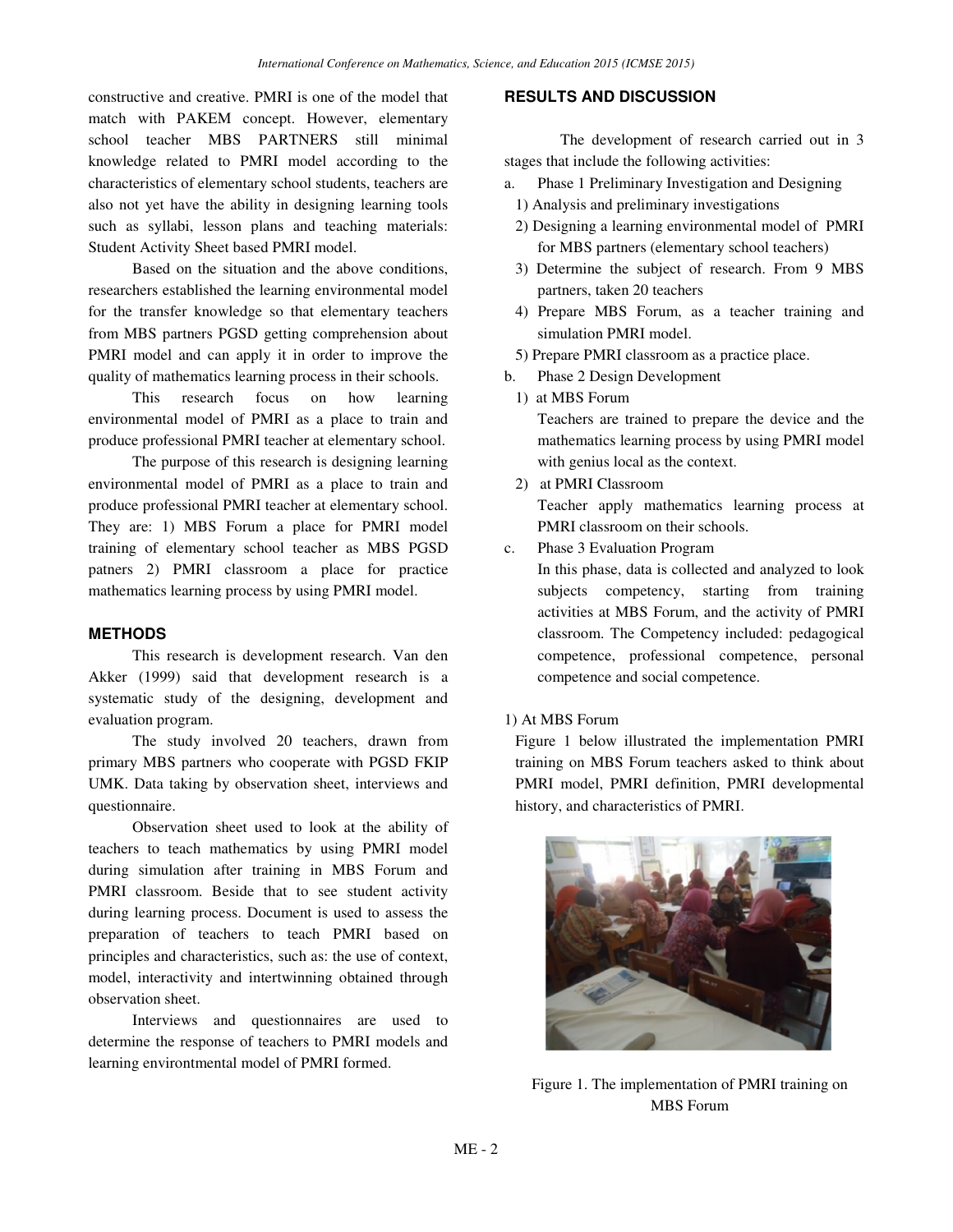constructive and creative. PMRI is one of the model that match with PAKEM concept. However, elementary school teacher MBS PARTNERS still minimal knowledge related to PMRI model according to the characteristics of elementary school students, teachers are also not yet have the ability in designing learning tools such as syllabi, lesson plans and teaching materials: Student Activity Sheet based PMRI model.

Based on the situation and the above conditions, researchers established the learning environmental model for the transfer knowledge so that elementary teachers from MBS partners PGSD getting comprehension about PMRI model and can apply it in order to improve the quality of mathematics learning process in their schools.

This research focus on how learning environmental model of PMRI as a place to train and produce professional PMRI teacher at elementary school.

The purpose of this research is designing learning environmental model of PMRI as a place to train and produce professional PMRI teacher at elementary school. They are: 1) MBS Forum a place for PMRI model training of elementary school teacher as MBS PGSD patners 2) PMRI classroom a place for practice mathematics learning process by using PMRI model.

## METHODS

This research is development research. Van den Akker (1999) said that development research is a systematic study of the designing, development and evaluation program.

The study involved 20 teachers, drawn from primary MBS partners who cooperate with PGSD FKIP UMK. Data taking by observation sheet, interviews and questionnaire.

Observation sheet used to look at the ability of teachers to teach mathematics by using PMRI model during simulation after training in MBS Forum and PMRI classroom. Beside that to see student activity during learning process. Document is used to assess the preparation of teachers to teach PMRI based on principles and characteristics, such as: the use of context, model, interactivity and intertwinning obtained through observation sheet.

Interviews and questionnaires are used to determine the response of teachers to PMRI models and learning environtmental model of PMRI formed.

## RESULTS AND DISCUSSION

The development of research carried out in 3 stages that include the following activities:

a. Phase 1 Preliminary Investigation and Designing
   1) Analysis and preliminary investigations
   2) Designing a learning environmental model of PMRI for MBS partners (elementary school teachers)
   3) Determine the subject of research. From 9 MBS partners, taken 20 teachers
   4) Prepare MBS Forum, as a teacher training and simulation PMRI model.
   5) Prepare PMRI classroom as a practice place.
b. Phase 2 Design Development
   1) at MBS Forum
      Teachers are trained to prepare the device and the mathematics learning process by using PMRI model with genius local as the context.
   2) at PMRI Classroom
      Teacher apply mathematics learning process at PMRI classroom on their schools.
c. Phase 3 Evaluation Program
   In this phase, data is collected and analyzed to look subjects competency, starting from training activities at MBS Forum, and the activity of PMRI classroom. The Competency included: pedagogical competence, professional competence, personal competence and social competence.

1) At MBS Forum

Figure 1 below illustrated the implementation PMRI training on MBS Forum teachers asked to think about PMRI model, PMRI definition, PMRI developmental history, and characteristics of PMRI.

Figure 1. The implementation of PMRI training on MBS Forum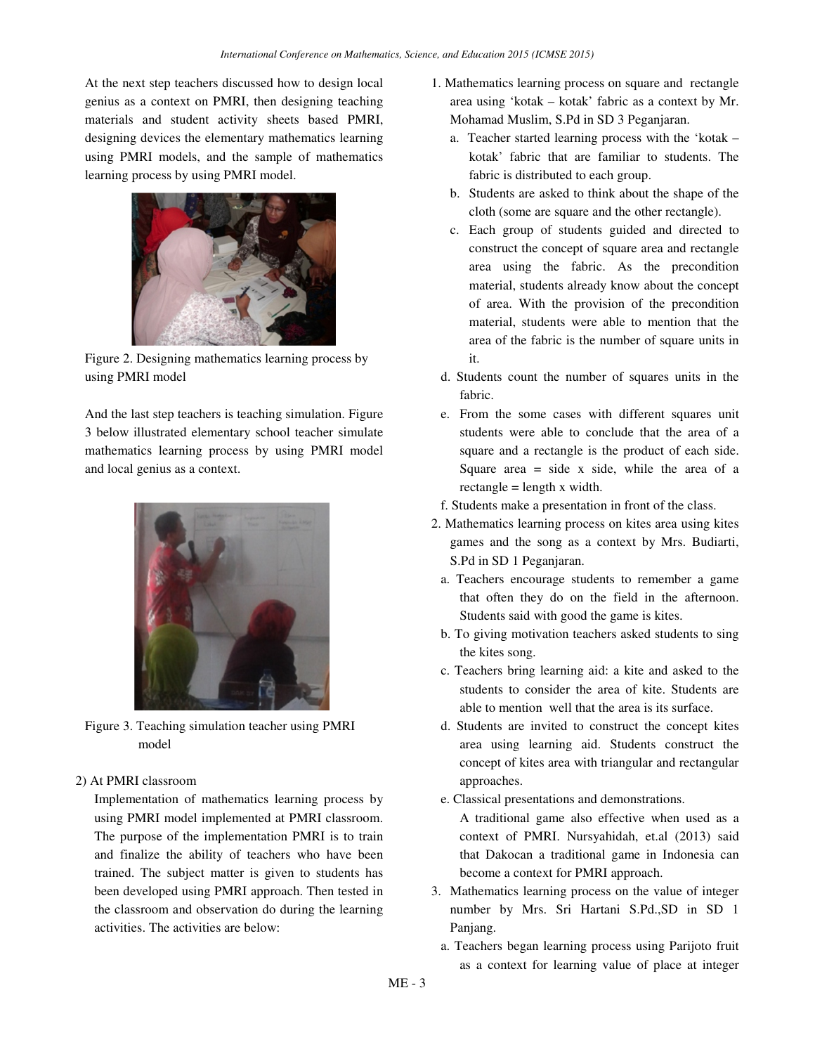At the next step teachers discussed how to design local genius as a context on PMRI, then designing teaching materials and student activity sheets based PMRI, designing devices the elementary mathematics learning using PMRI models, and the sample of mathematics learning process by using PMRI model.

Figure 2. Designing mathematics learning process by using PMRI model

And the last step teachers is teaching simulation. Figure 3 below illustrated elementary school teacher simulate mathematics learning process by using PMRI model and local genius as a context.

Figure 3. Teaching simulation teacher using PMRI model

2) At PMRI classroom

Implementation of mathematics learning process by using PMRI model implemented at PMRI classroom. The purpose of the implementation PMRI is to train and finalize the ability of teachers who have been trained. The subject matter is given to students has been developed using PMRI approach. Then tested in the classroom and observation do during the learning activities. The activities are below:

1. Mathematics learning process on square and rectangle area using 'kotak – kotak' fabric as a context by Mr. Mohamad Muslim, S.Pd in SD 3 Peganjaran.
   a. Teacher started learning process with the 'kotak – kotak' fabric that are familiar to students. The fabric is distributed to each group.
   b. Students are asked to think about the shape of the cloth (some are square and the other rectangle).
   c. Each group of students guided and directed to construct the concept of square area and rectangle area using the fabric. As the precondition material, students already know about the concept of area. With the provision of the precondition material, students were able to mention that the area of the fabric is the number of square units in it.
   d. Students count the number of squares units in the fabric.
   e. From the some cases with different squares unit students were able to conclude that the area of a square and a rectangle is the product of each side. Square area = side x side, while the area of a rectangle = length x width.
   f. Students make a presentation in front of the class.
2. Mathematics learning process on kites area using kites games and the song as a context by Mrs. Budiarti, S.Pd in SD 1 Peganjaran.
   a. Teachers encourage students to remember a game that often they do on the field in the afternoon. Students said with good the game is kites.
   b. To giving motivation teachers asked students to sing the kites song.
   c. Teachers bring learning aid: a kite and asked to the students to consider the area of kite. Students are able to mention well that the area is its surface.
   d. Students are invited to construct the concept kites area using learning aid. Students construct the concept of kites area with triangular and rectangular approaches.
   e. Classical presentations and demonstrations.

      A traditional game also effective when used as a context of PMRI. Nursyahidah, et.al (2013) said that Dakocan a traditional game in Indonesia can become a context for PMRI approach.
3. Mathematics learning process on the value of integer number by Mrs. Sri Hartani S.Pd.,SD in SD 1 Panjang.
   a. Teachers began learning process using Parijoto fruit as a context for learning value of place at integer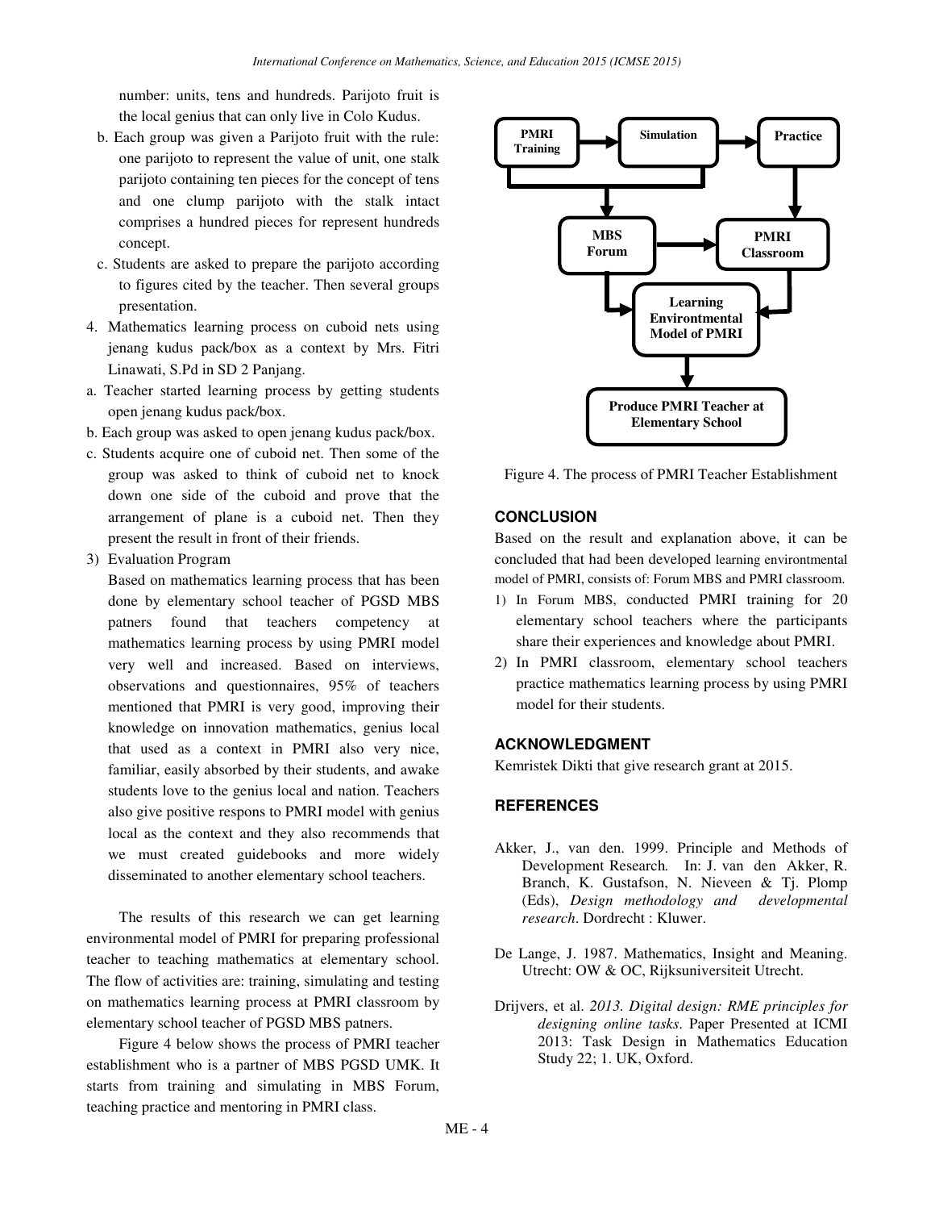number: units, tens and hundreds. Parijoto fruit is the local genius that can only live in Colo Kudus.

b. Each group was given a Parijoto fruit with the rule: one parijoto to represent the value of unit, one stalk parijoto containing ten pieces for the concept of tens and one clump parijoto with the stalk intact comprises a hundred pieces for represent hundreds concept.

c. Students are asked to prepare the parijoto according to figures cited by the teacher. Then several groups presentation.

4. Mathematics learning process on cuboid nets using jenang kudus pack/box as a context by Mrs. Fitri Linawati, S.Pd in SD 2 Panjang.

a. Teacher started learning process by getting students open jenang kudus pack/box.

b. Each group was asked to open jenang kudus pack/box.

c. Students acquire one of cuboid net. Then some of the group was asked to think of cuboid net to knock down one side of the cuboid and prove that the arrangement of plane is a cuboid net. Then they present the result in front of their friends.

3) Evaluation Program

Based on mathematics learning process that has been done by elementary school teacher of PGSD MBS patners found that teachers competency at mathematics learning process by using PMRI model very well and increased. Based on interviews, observations and questionnaires, 95% of teachers mentioned that PMRI is very good, improving their knowledge on innovation mathematics, genius local that used as a context in PMRI also very nice, familiar, easily absorbed by their students, and awake students love to the genius local and nation. Teachers also give positive respons to PMRI model with genius local as the context and they also recommends that we must created guidebooks and more widely disseminated to another elementary school teachers.

The results of this research we can get learning environmental model of PMRI for preparing professional teacher to teaching mathematics at elementary school. The flow of activities are: training, simulating and testing on mathematics learning process at PMRI classroom by elementary school teacher of PGSD MBS patners.

Figure 4 below shows the process of PMRI teacher establishment who is a partner of MBS PGSD UMK. It starts from training and simulating in MBS Forum, teaching practice and mentoring in PMRI class.

PMRI Training → Simulation → Practice; PMRI Training and Simulation → MBS Forum; Practice → PMRI Classroom; MBS Forum → PMRI Classroom; MBS Forum and PMRI Classroom → Learning Environtmental Model of PMRI → Produce PMRI Teacher at Elementary School

Figure 4. The process of PMRI Teacher Establishment

## CONCLUSION

Based on the result and explanation above, it can be concluded that had been developed learning environtmental model of PMRI, consists of: Forum MBS and PMRI classroom.

1) In Forum MBS, conducted PMRI training for 20 elementary school teachers where the participants share their experiences and knowledge about PMRI.
2) In PMRI classroom, elementary school teachers practice mathematics learning process by using PMRI model for their students.

## ACKNOWLEDGMENT

Kemristek Dikti that give research grant at 2015.

## REFERENCES

Akker, J., van den. 1999. Principle and Methods of Development Research. In: J. van den Akker, R. Branch, K. Gustafson, N. Nieveen & Tj. Plomp (Eds), *Design methodology and developmental research*. Dordrecht : Kluwer.

De Lange, J. 1987. Mathematics, Insight and Meaning. Utrecht: OW & OC, Rijksuniversiteit Utrecht.

Drijvers, et al. *2013. Digital design: RME principles for designing online tasks*. Paper Presented at ICMI 2013: Task Design in Mathematics Education Study 22; 1. UK, Oxford.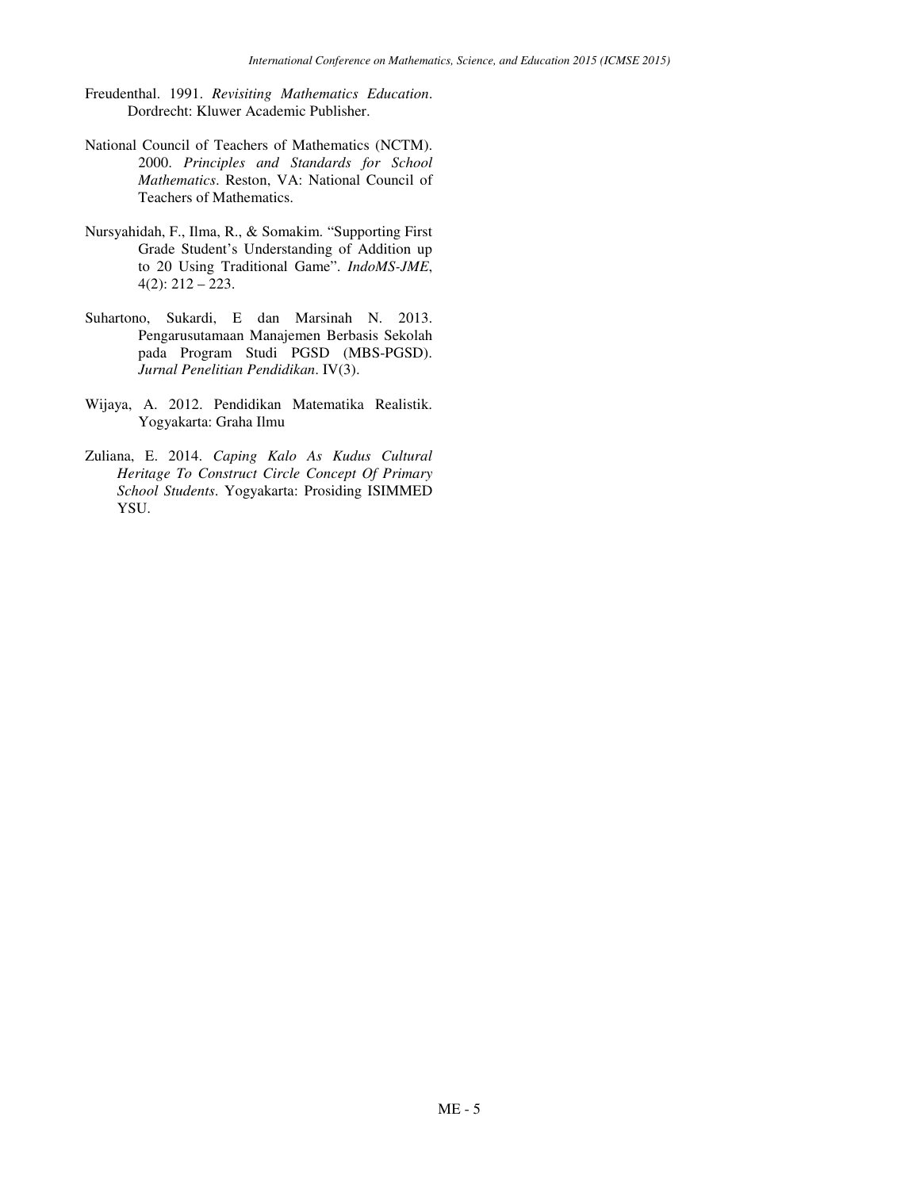Freudenthal. 1991. *Revisiting Mathematics Education*. Dordrecht: Kluwer Academic Publisher.

National Council of Teachers of Mathematics (NCTM). 2000. *Principles and Standards for School Mathematics*. Reston, VA: National Council of Teachers of Mathematics.

Nursyahidah, F., Ilma, R., & Somakim. "Supporting First Grade Student's Understanding of Addition up to 20 Using Traditional Game". *IndoMS-JME*, 4(2): 212 – 223.

Suhartono, Sukardi, E dan Marsinah N. 2013. Pengarusutamaan Manajemen Berbasis Sekolah pada Program Studi PGSD (MBS-PGSD). *Jurnal Penelitian Pendidikan*. IV(3).

Wijaya, A. 2012. Pendidikan Matematika Realistik. Yogyakarta: Graha Ilmu

Zuliana, E. 2014. *Caping Kalo As Kudus Cultural Heritage To Construct Circle Concept Of Primary School Students*. Yogyakarta: Prosiding ISIMMED YSU.